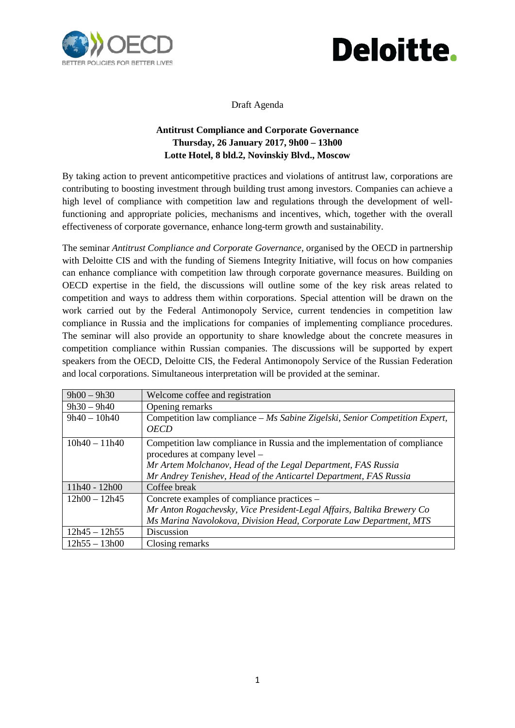Draft Agenda

**Antitrust Compliance and Corporate Governance**
**Thursday, 26 January 2017, 9h00 – 13h00**
**Lotte Hotel, 8 bld.2, Novinskiy Blvd., Moscow**

By taking action to prevent anticompetitive practices and violations of antitrust law, corporations are contributing to boosting investment through building trust among investors. Companies can achieve a high level of compliance with competition law and regulations through the development of well-functioning and appropriate policies, mechanisms and incentives, which, together with the overall effectiveness of corporate governance, enhance long-term growth and sustainability.

The seminar *Antitrust Compliance and Corporate Governance*, organised by the OECD in partnership with Deloitte CIS and with the funding of Siemens Integrity Initiative, will focus on how companies can enhance compliance with competition law through corporate governance measures. Building on OECD expertise in the field, the discussions will outline some of the key risk areas related to competition and ways to address them within corporations. Special attention will be drawn on the work carried out by the Federal Antimonopoly Service, current tendencies in competition law compliance in Russia and the implications for companies of implementing compliance procedures. The seminar will also provide an opportunity to share knowledge about the concrete measures in competition compliance within Russian companies. The discussions will be supported by expert speakers from the OECD, Deloitte CIS, the Federal Antimonopoly Service of the Russian Federation and local corporations. Simultaneous interpretation will be provided at the seminar.

| Time | Session |
|---|---|
| 9h00 – 9h30 | Welcome coffee and registration |
| 9h30 – 9h40 | Opening remarks |
| 9h40 – 10h40 | Competition law compliance – *Ms Sabine Zigelski, Senior Competition Expert, OECD* |
| 10h40 – 11h40 | Competition law compliance in Russia and the implementation of compliance procedures at company level – *Mr Artem Molchanov, Head of the Legal Department, FAS Russia* *Mr Andrey Tenishev, Head of the Anticartel Department, FAS Russia* |
| 11h40 - 12h00 | Coffee break |
| 12h00 – 12h45 | Concrete examples of compliance practices – *Mr Anton Rogachevsky, Vice President-Legal Affairs, Baltika Brewery Co* *Ms Marina Navolokova, Division Head, Corporate Law Department, MTS* |
| 12h45 – 12h55 | Discussion |
| 12h55 – 13h00 | Closing remarks |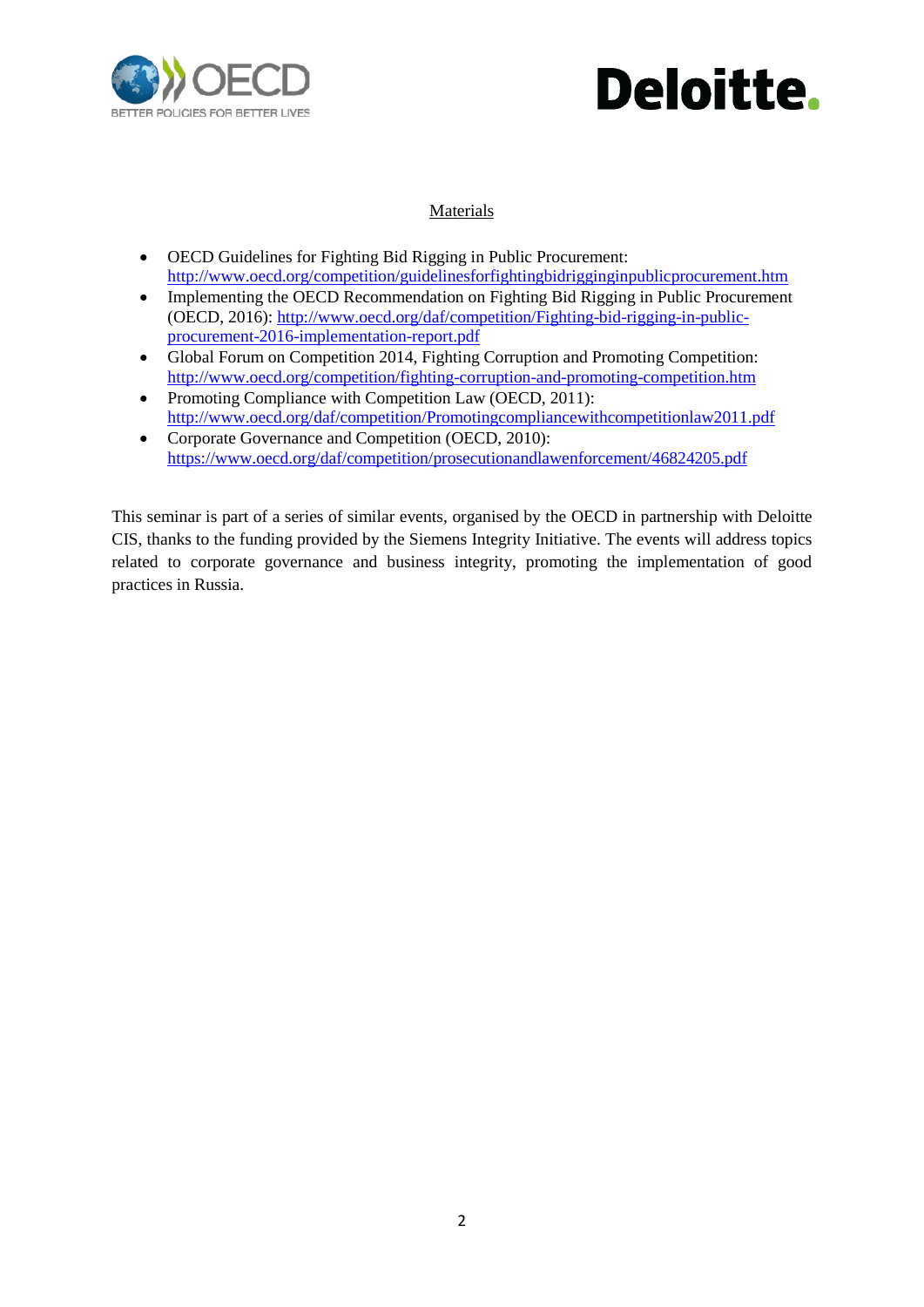Materials

- OECD Guidelines for Fighting Bid Rigging in Public Procurement: http://www.oecd.org/competition/guidelinesforfightingbidrigginginpublicprocurement.htm
- Implementing the OECD Recommendation on Fighting Bid Rigging in Public Procurement (OECD, 2016): http://www.oecd.org/daf/competition/Fighting-bid-rigging-in-public-procurement-2016-implementation-report.pdf
- Global Forum on Competition 2014, Fighting Corruption and Promoting Competition: http://www.oecd.org/competition/fighting-corruption-and-promoting-competition.htm
- Promoting Compliance with Competition Law (OECD, 2011): http://www.oecd.org/daf/competition/Promotingcompliancewithcompetitionlaw2011.pdf
- Corporate Governance and Competition (OECD, 2010): https://www.oecd.org/daf/competition/prosecutionandlawenforcement/46824205.pdf

This seminar is part of a series of similar events, organised by the OECD in partnership with Deloitte CIS, thanks to the funding provided by the Siemens Integrity Initiative. The events will address topics related to corporate governance and business integrity, promoting the implementation of good practices in Russia.